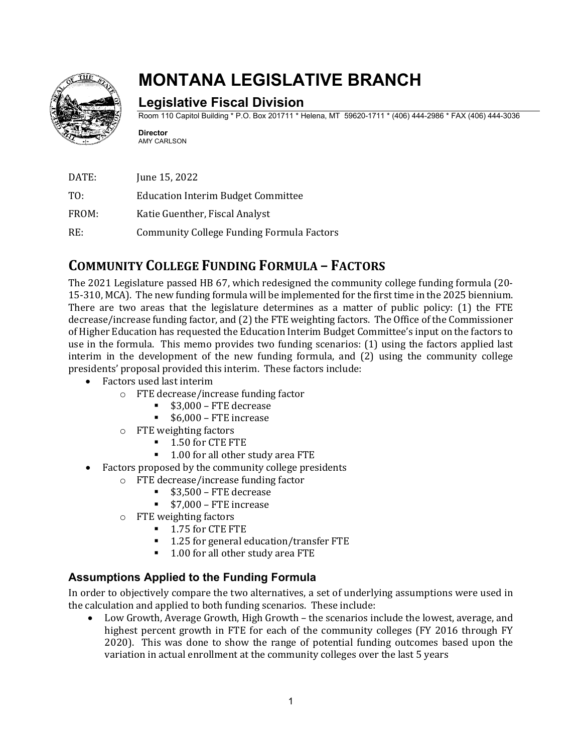# MONTANA LEGISLATIVE BRANCH

## Legislative Fiscal Division

Room 110 Capitol Building * P.O. Box 201711 * Helena, MT 59620-1711 * (406) 444-2986 * FAX (406) 444-3036

**Director**
AMY CARLSON

DATE: June 15, 2022

TO: Education Interim Budget Committee

FROM: Katie Guenther, Fiscal Analyst

RE: Community College Funding Formula Factors

# COMMUNITY COLLEGE FUNDING FORMULA – FACTORS

The 2021 Legislature passed HB 67, which redesigned the community college funding formula (20-15-310, MCA). The new funding formula will be implemented for the first time in the 2025 biennium. There are two areas that the legislature determines as a matter of public policy: (1) the FTE decrease/increase funding factor, and (2) the FTE weighting factors. The Office of the Commissioner of Higher Education has requested the Education Interim Budget Committee's input on the factors to use in the formula. This memo provides two funding scenarios: (1) using the factors applied last interim in the development of the new funding formula, and (2) using the community college presidents' proposal provided this interim. These factors include:

- Factors used last interim
  - FTE decrease/increase funding factor
    - $3,000 – FTE decrease
    - $6,000 – FTE increase
  - FTE weighting factors
    - 1.50 for CTE FTE
    - 1.00 for all other study area FTE
- Factors proposed by the community college presidents
  - FTE decrease/increase funding factor
    - $3,500 – FTE decrease
    - $7,000 – FTE increase
  - FTE weighting factors
    - 1.75 for CTE FTE
    - 1.25 for general education/transfer FTE
    - 1.00 for all other study area FTE

### Assumptions Applied to the Funding Formula

In order to objectively compare the two alternatives, a set of underlying assumptions were used in the calculation and applied to both funding scenarios. These include:

- Low Growth, Average Growth, High Growth – the scenarios include the lowest, average, and highest percent growth in FTE for each of the community colleges (FY 2016 through FY 2020). This was done to show the range of potential funding outcomes based upon the variation in actual enrollment at the community colleges over the last 5 years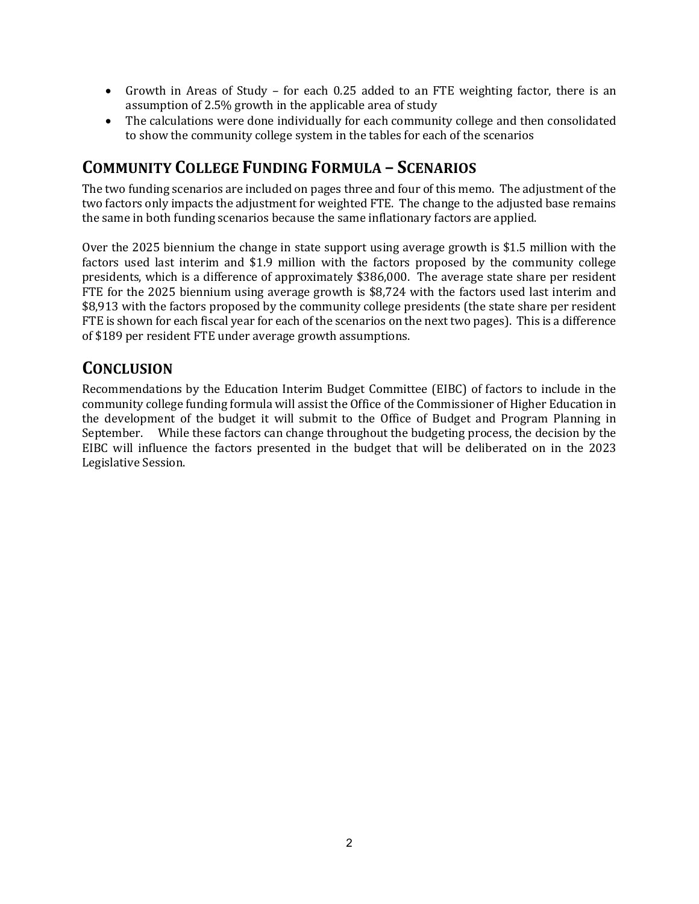- Growth in Areas of Study – for each 0.25 added to an FTE weighting factor, there is an assumption of 2.5% growth in the applicable area of study
- The calculations were done individually for each community college and then consolidated to show the community college system in the tables for each of the scenarios

## Community College Funding Formula – Scenarios

The two funding scenarios are included on pages three and four of this memo. The adjustment of the two factors only impacts the adjustment for weighted FTE. The change to the adjusted base remains the same in both funding scenarios because the same inflationary factors are applied.

Over the 2025 biennium the change in state support using average growth is $1.5 million with the factors used last interim and $1.9 million with the factors proposed by the community college presidents, which is a difference of approximately $386,000. The average state share per resident FTE for the 2025 biennium using average growth is $8,724 with the factors used last interim and $8,913 with the factors proposed by the community college presidents (the state share per resident FTE is shown for each fiscal year for each of the scenarios on the next two pages). This is a difference of $189 per resident FTE under average growth assumptions.

## Conclusion

Recommendations by the Education Interim Budget Committee (EIBC) of factors to include in the community college funding formula will assist the Office of the Commissioner of Higher Education in the development of the budget it will submit to the Office of Budget and Program Planning in September. While these factors can change throughout the budgeting process, the decision by the EIBC will influence the factors presented in the budget that will be deliberated on in the 2023 Legislative Session.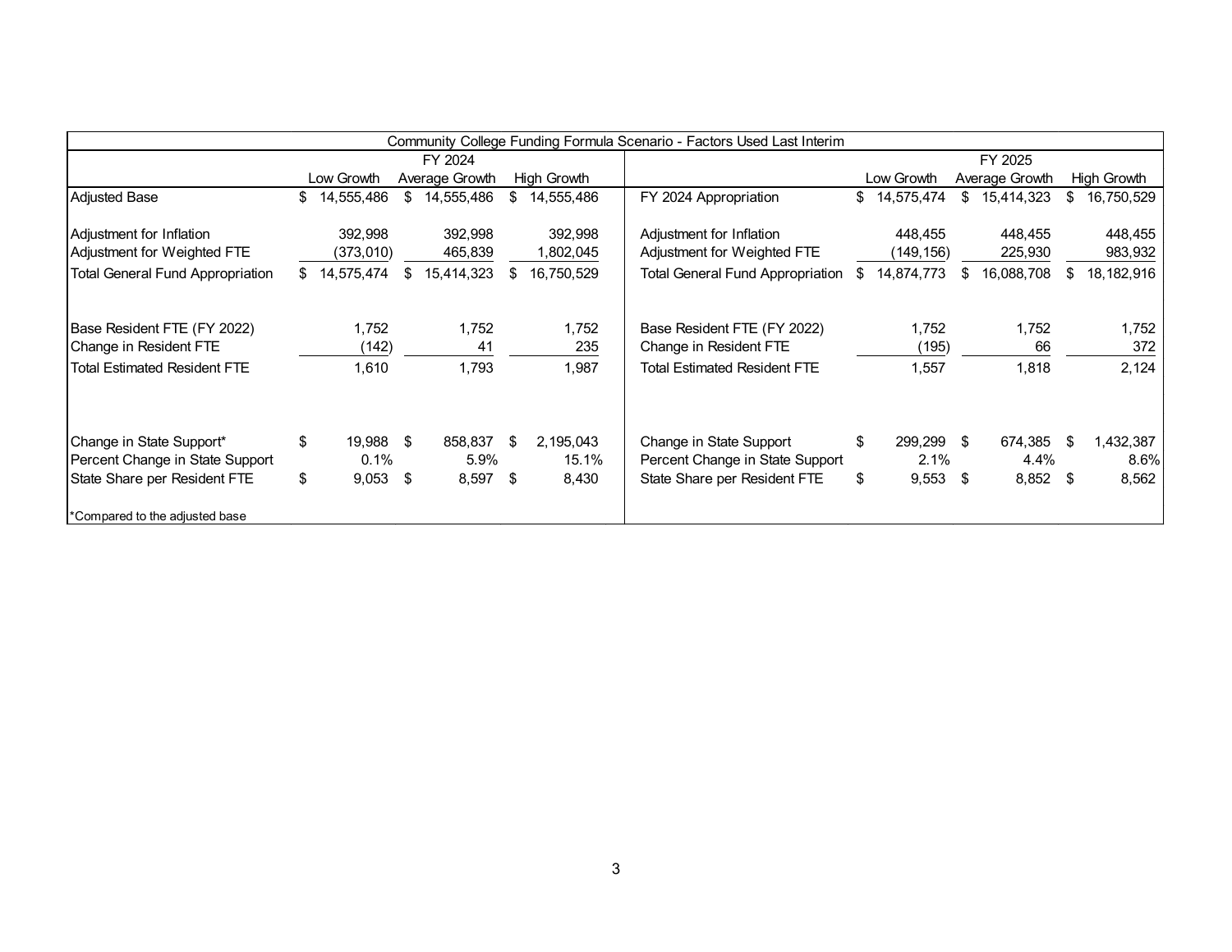| Community College Funding Formula Scenario - Factors Used Last Interim | | | | | | | |
|---|---|---|---|---|---|---|---|
| | FY 2024 | | | | FY 2025 | | |
| | Low Growth | Average Growth | High Growth | | Low Growth | Average Growth | High Growth |
| Adjusted Base | $ 14,555,486 | $ 14,555,486 | $ 14,555,486 | FY 2024 Appropriation | $ 14,575,474 | $ 15,414,323 | $ 16,750,529 |
| Adjustment for Inflation | 392,998 | 392,998 | 392,998 | Adjustment for Inflation | 448,455 | 448,455 | 448,455 |
| Adjustment for Weighted FTE | (373,010) | 465,839 | 1,802,045 | Adjustment for Weighted FTE | (149,156) | 225,930 | 983,932 |
| Total General Fund Appropriation | $ 14,575,474 | $ 15,414,323 | $ 16,750,529 | Total General Fund Appropriation | $ 14,874,773 | $ 16,088,708 | $ 18,182,916 |
| Base Resident FTE (FY 2022) | 1,752 | 1,752 | 1,752 | Base Resident FTE (FY 2022) | 1,752 | 1,752 | 1,752 |
| Change in Resident FTE | (142) | 41 | 235 | Change in Resident FTE | (195) | 66 | 372 |
| Total Estimated Resident FTE | 1,610 | 1,793 | 1,987 | Total Estimated Resident FTE | 1,557 | 1,818 | 2,124 |
| Change in State Support* | $ 19,988 | $ 858,837 | $ 2,195,043 | Change in State Support | $ 299,299 | $ 674,385 | $ 1,432,387 |
| Percent Change in State Support | 0.1% | 5.9% | 15.1% | Percent Change in State Support | 2.1% | 4.4% | 8.6% |
| State Share per Resident FTE | $ 9,053 | $ 8,597 | $ 8,430 | State Share per Resident FTE | $ 9,553 | $ 8,852 | $ 8,562 |

*Compared to the adjusted base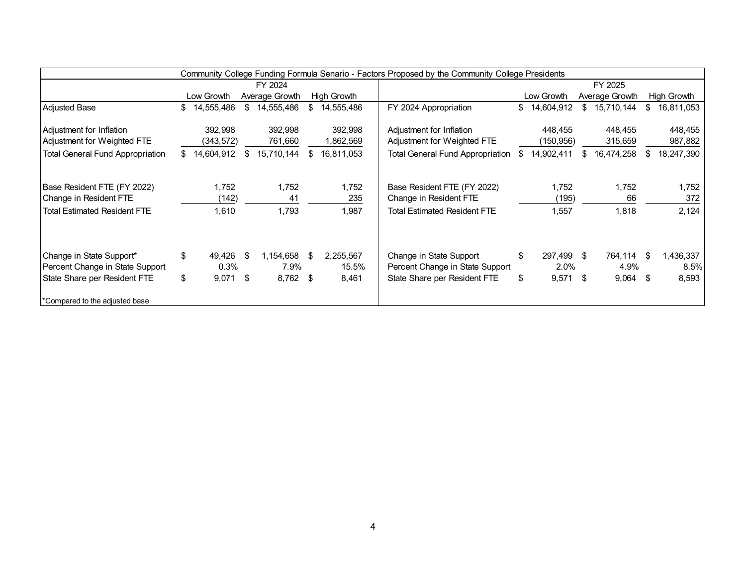| Community College Funding Formula Senario - Factors Proposed by the Community College Presidents | | | | | | | |
|---|---|---|---|---|---|---|---|
| | FY 2024 | | | | FY 2025 | | |
| | Low Growth | Average Growth | High Growth | | Low Growth | Average Growth | High Growth |
| Adjusted Base | $ 14,555,486 | $ 14,555,486 | $ 14,555,486 | FY 2024 Appropriation | $ 14,604,912 | $ 15,710,144 | $ 16,811,053 |
| Adjustment for Inflation | 392,998 | 392,998 | 392,998 | Adjustment for Inflation | 448,455 | 448,455 | 448,455 |
| Adjustment for Weighted FTE | (343,572) | 761,660 | 1,862,569 | Adjustment for Weighted FTE | (150,956) | 315,659 | 987,882 |
| Total General Fund Appropriation | $ 14,604,912 | $ 15,710,144 | $ 16,811,053 | Total General Fund Appropriation | $ 14,902,411 | $ 16,474,258 | $ 18,247,390 |
| Base Resident FTE (FY 2022) | 1,752 | 1,752 | 1,752 | Base Resident FTE (FY 2022) | 1,752 | 1,752 | 1,752 |
| Change in Resident FTE | (142) | 41 | 235 | Change in Resident FTE | (195) | 66 | 372 |
| Total Estimated Resident FTE | 1,610 | 1,793 | 1,987 | Total Estimated Resident FTE | 1,557 | 1,818 | 2,124 |
| Change in State Support* | $ 49,426 | $ 1,154,658 | $ 2,255,567 | Change in State Support | $ 297,499 | $ 764,114 | $ 1,436,337 |
| Percent Change in State Support | 0.3% | 7.9% | 15.5% | Percent Change in State Support | 2.0% | 4.9% | 8.5% |
| State Share per Resident FTE | $ 9,071 | $ 8,762 | $ 8,461 | State Share per Resident FTE | $ 9,571 | $ 9,064 | $ 8,593 |

*Compared to the adjusted base